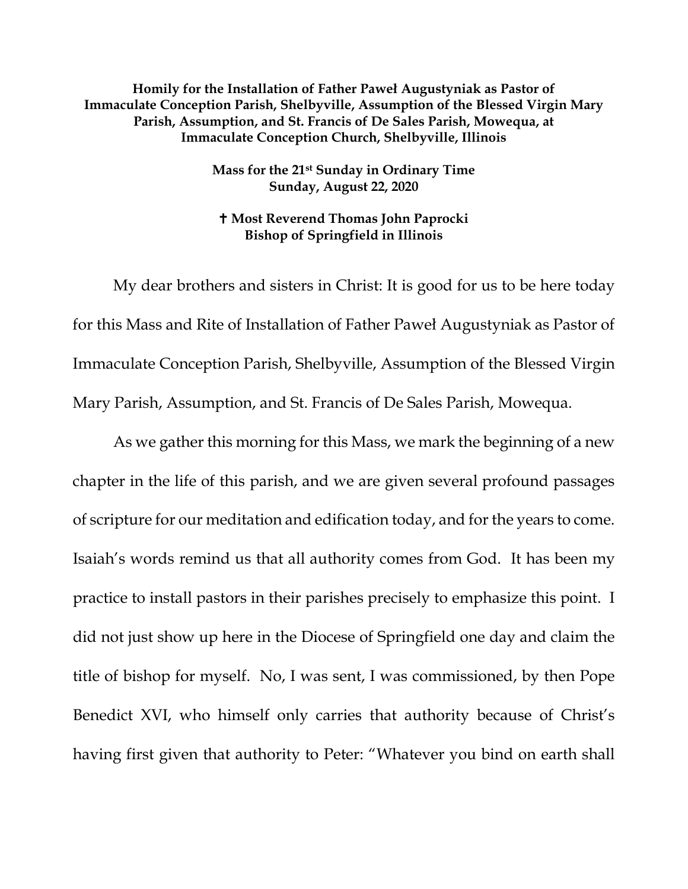**Homily for the Installation of Father Paweł Augustyniak as Pastor of Immaculate Conception Parish, Shelbyville, Assumption of the Blessed Virgin Mary Parish, Assumption, and St. Francis of De Sales Parish, Mowequa, at Immaculate Conception Church, Shelbyville, Illinois**

**Mass for the 21st Sunday in Ordinary Time**
**Sunday, August 22, 2020**

**✝ Most Reverend Thomas John Paprocki**
**Bishop of Springfield in Illinois**

My dear brothers and sisters in Christ: It is good for us to be here today for this Mass and Rite of Installation of Father Paweł Augustyniak as Pastor of Immaculate Conception Parish, Shelbyville, Assumption of the Blessed Virgin Mary Parish, Assumption, and St. Francis of De Sales Parish, Mowequa.

As we gather this morning for this Mass, we mark the beginning of a new chapter in the life of this parish, and we are given several profound passages of scripture for our meditation and edification today, and for the years to come. Isaiah's words remind us that all authority comes from God. It has been my practice to install pastors in their parishes precisely to emphasize this point. I did not just show up here in the Diocese of Springfield one day and claim the title of bishop for myself. No, I was sent, I was commissioned, by then Pope Benedict XVI, who himself only carries that authority because of Christ's having first given that authority to Peter: "Whatever you bind on earth shall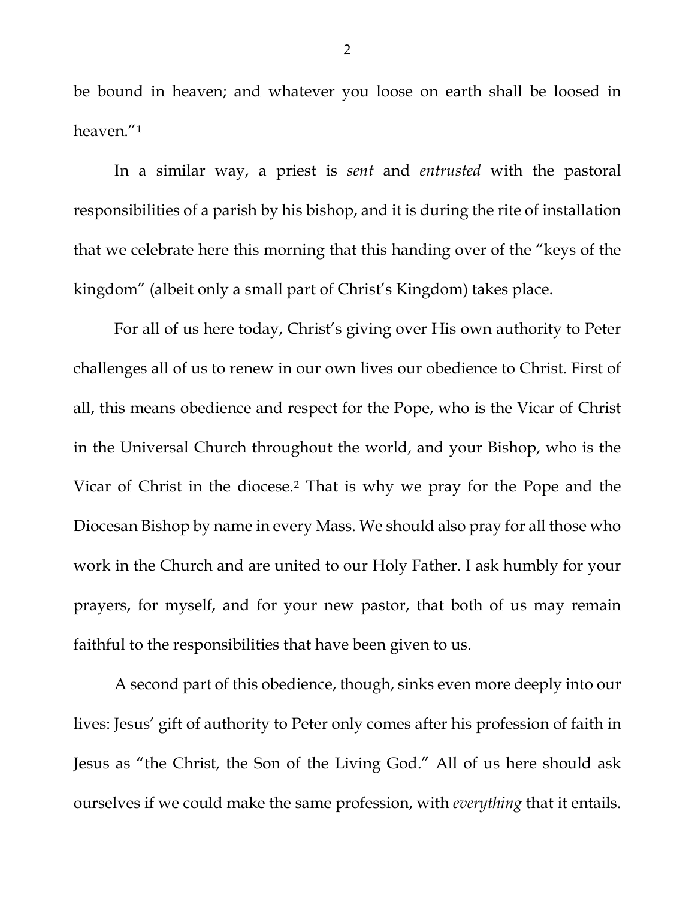be bound in heaven; and whatever you loose on earth shall be loosed in heaven."[1]

In a similar way, a priest is *sent* and *entrusted* with the pastoral responsibilities of a parish by his bishop, and it is during the rite of installation that we celebrate here this morning that this handing over of the "keys of the kingdom" (albeit only a small part of Christ's Kingdom) takes place.

For all of us here today, Christ's giving over His own authority to Peter challenges all of us to renew in our own lives our obedience to Christ. First of all, this means obedience and respect for the Pope, who is the Vicar of Christ in the Universal Church throughout the world, and your Bishop, who is the Vicar of Christ in the diocese.[2] That is why we pray for the Pope and the Diocesan Bishop by name in every Mass. We should also pray for all those who work in the Church and are united to our Holy Father. I ask humbly for your prayers, for myself, and for your new pastor, that both of us may remain faithful to the responsibilities that have been given to us.

A second part of this obedience, though, sinks even more deeply into our lives: Jesus' gift of authority to Peter only comes after his profession of faith in Jesus as "the Christ, the Son of the Living God." All of us here should ask ourselves if we could make the same profession, with *everything* that it entails.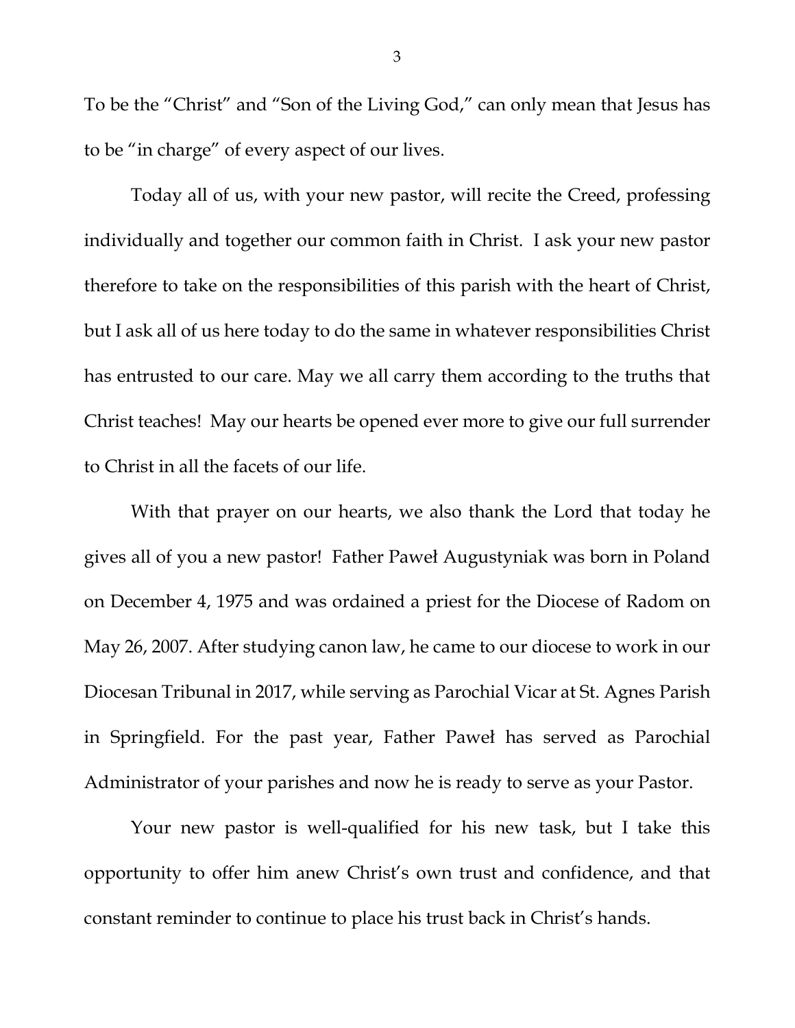To be the "Christ" and "Son of the Living God," can only mean that Jesus has to be "in charge" of every aspect of our lives.

Today all of us, with your new pastor, will recite the Creed, professing individually and together our common faith in Christ. I ask your new pastor therefore to take on the responsibilities of this parish with the heart of Christ, but I ask all of us here today to do the same in whatever responsibilities Christ has entrusted to our care. May we all carry them according to the truths that Christ teaches! May our hearts be opened ever more to give our full surrender to Christ in all the facets of our life.

With that prayer on our hearts, we also thank the Lord that today he gives all of you a new pastor! Father Paweł Augustyniak was born in Poland on December 4, 1975 and was ordained a priest for the Diocese of Radom on May 26, 2007. After studying canon law, he came to our diocese to work in our Diocesan Tribunal in 2017, while serving as Parochial Vicar at St. Agnes Parish in Springfield. For the past year, Father Paweł has served as Parochial Administrator of your parishes and now he is ready to serve as your Pastor.

Your new pastor is well-qualified for his new task, but I take this opportunity to offer him anew Christ's own trust and confidence, and that constant reminder to continue to place his trust back in Christ's hands.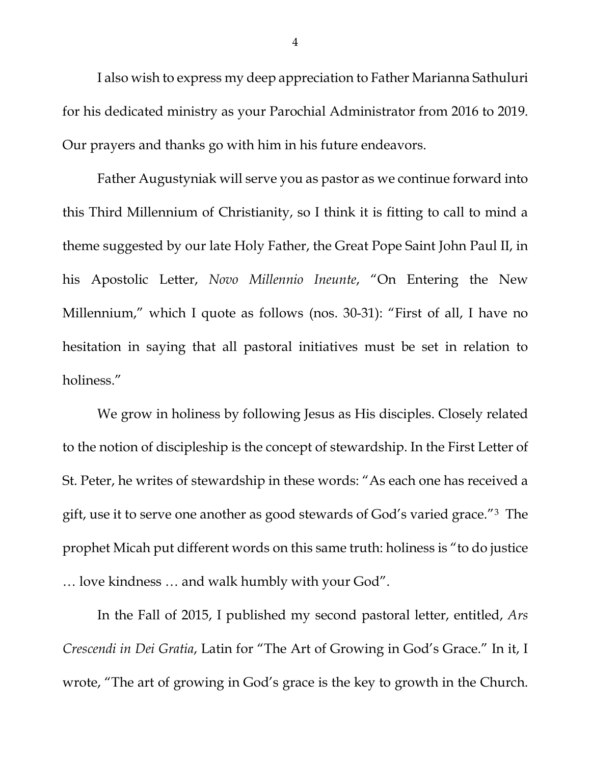I also wish to express my deep appreciation to Father Marianna Sathuluri for his dedicated ministry as your Parochial Administrator from 2016 to 2019. Our prayers and thanks go with him in his future endeavors.

Father Augustyniak will serve you as pastor as we continue forward into this Third Millennium of Christianity, so I think it is fitting to call to mind a theme suggested by our late Holy Father, the Great Pope Saint John Paul II, in his Apostolic Letter, *Novo Millennio Ineunte*, "On Entering the New Millennium," which I quote as follows (nos. 30-31): "First of all, I have no hesitation in saying that all pastoral initiatives must be set in relation to holiness."

We grow in holiness by following Jesus as His disciples. Closely related to the notion of discipleship is the concept of stewardship. In the First Letter of St. Peter, he writes of stewardship in these words: "As each one has received a gift, use it to serve one another as good stewards of God's varied grace."[3] The prophet Micah put different words on this same truth: holiness is "to do justice … love kindness … and walk humbly with your God".

In the Fall of 2015, I published my second pastoral letter, entitled, *Ars Crescendi in Dei Gratia*, Latin for "The Art of Growing in God's Grace." In it, I wrote, "The art of growing in God's grace is the key to growth in the Church.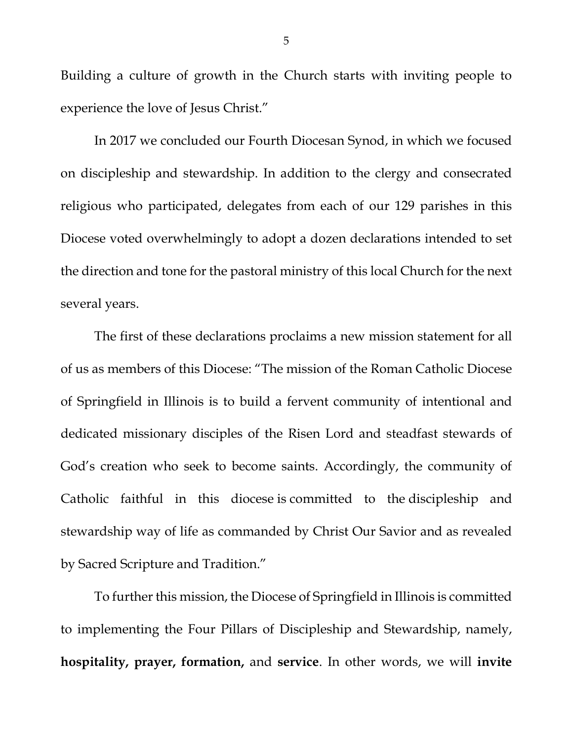Building a culture of growth in the Church starts with inviting people to experience the love of Jesus Christ."

In 2017 we concluded our Fourth Diocesan Synod, in which we focused on discipleship and stewardship. In addition to the clergy and consecrated religious who participated, delegates from each of our 129 parishes in this Diocese voted overwhelmingly to adopt a dozen declarations intended to set the direction and tone for the pastoral ministry of this local Church for the next several years.

The first of these declarations proclaims a new mission statement for all of us as members of this Diocese: "The mission of the Roman Catholic Diocese of Springfield in Illinois is to build a fervent community of intentional and dedicated missionary disciples of the Risen Lord and steadfast stewards of God's creation who seek to become saints. Accordingly, the community of Catholic faithful in this diocese is committed to the discipleship and stewardship way of life as commanded by Christ Our Savior and as revealed by Sacred Scripture and Tradition."

To further this mission, the Diocese of Springfield in Illinois is committed to implementing the Four Pillars of Discipleship and Stewardship, namely, **hospitality, prayer, formation,** and **service**. In other words, we will **invite**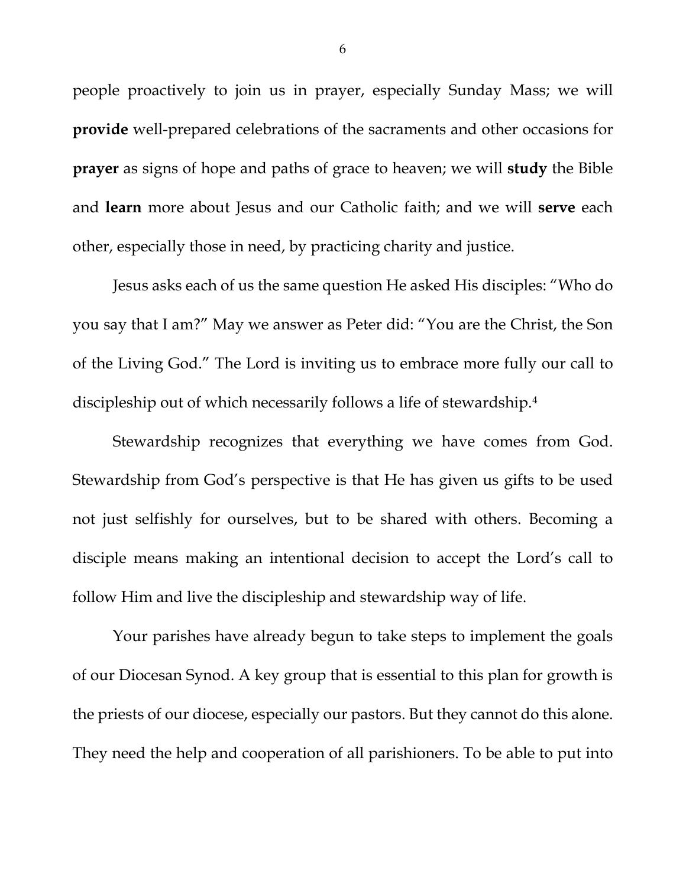people proactively to join us in prayer, especially Sunday Mass; we will **provide** well-prepared celebrations of the sacraments and other occasions for **prayer** as signs of hope and paths of grace to heaven; we will **study** the Bible and **learn** more about Jesus and our Catholic faith; and we will **serve** each other, especially those in need, by practicing charity and justice.

Jesus asks each of us the same question He asked His disciples: "Who do you say that I am?" May we answer as Peter did: "You are the Christ, the Son of the Living God." The Lord is inviting us to embrace more fully our call to discipleship out of which necessarily follows a life of stewardship.[4]

Stewardship recognizes that everything we have comes from God. Stewardship from God's perspective is that He has given us gifts to be used not just selfishly for ourselves, but to be shared with others. Becoming a disciple means making an intentional decision to accept the Lord's call to follow Him and live the discipleship and stewardship way of life.

Your parishes have already begun to take steps to implement the goals of our Diocesan Synod. A key group that is essential to this plan for growth is the priests of our diocese, especially our pastors. But they cannot do this alone. They need the help and cooperation of all parishioners. To be able to put into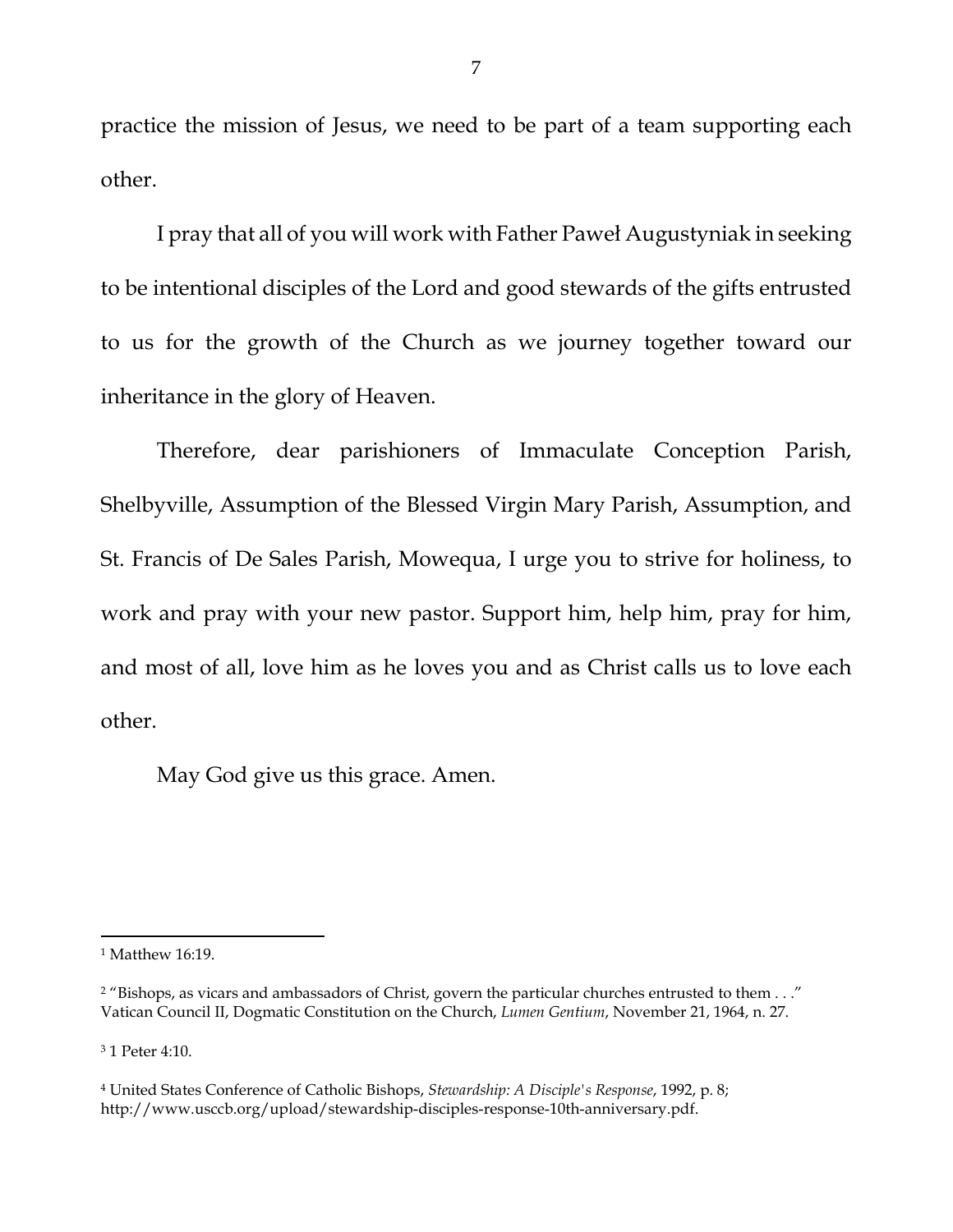practice the mission of Jesus, we need to be part of a team supporting each other.

I pray that all of you will work with Father Paweł Augustyniak in seeking to be intentional disciples of the Lord and good stewards of the gifts entrusted to us for the growth of the Church as we journey together toward our inheritance in the glory of Heaven.

Therefore, dear parishioners of Immaculate Conception Parish, Shelbyville, Assumption of the Blessed Virgin Mary Parish, Assumption, and St. Francis of De Sales Parish, Mowequa, I urge you to strive for holiness, to work and pray with your new pastor. Support him, help him, pray for him, and most of all, love him as he loves you and as Christ calls us to love each other.

May God give us this grace. Amen.

---

[1] Matthew 16:19.

[2] "Bishops, as vicars and ambassadors of Christ, govern the particular churches entrusted to them . . ." Vatican Council II, Dogmatic Constitution on the Church, *Lumen Gentium*, November 21, 1964, n. 27.

[3] 1 Peter 4:10.

[4] United States Conference of Catholic Bishops, *Stewardship: A Disciple's Response*, 1992, p. 8; http://www.usccb.org/upload/stewardship-disciples-response-10th-anniversary.pdf.